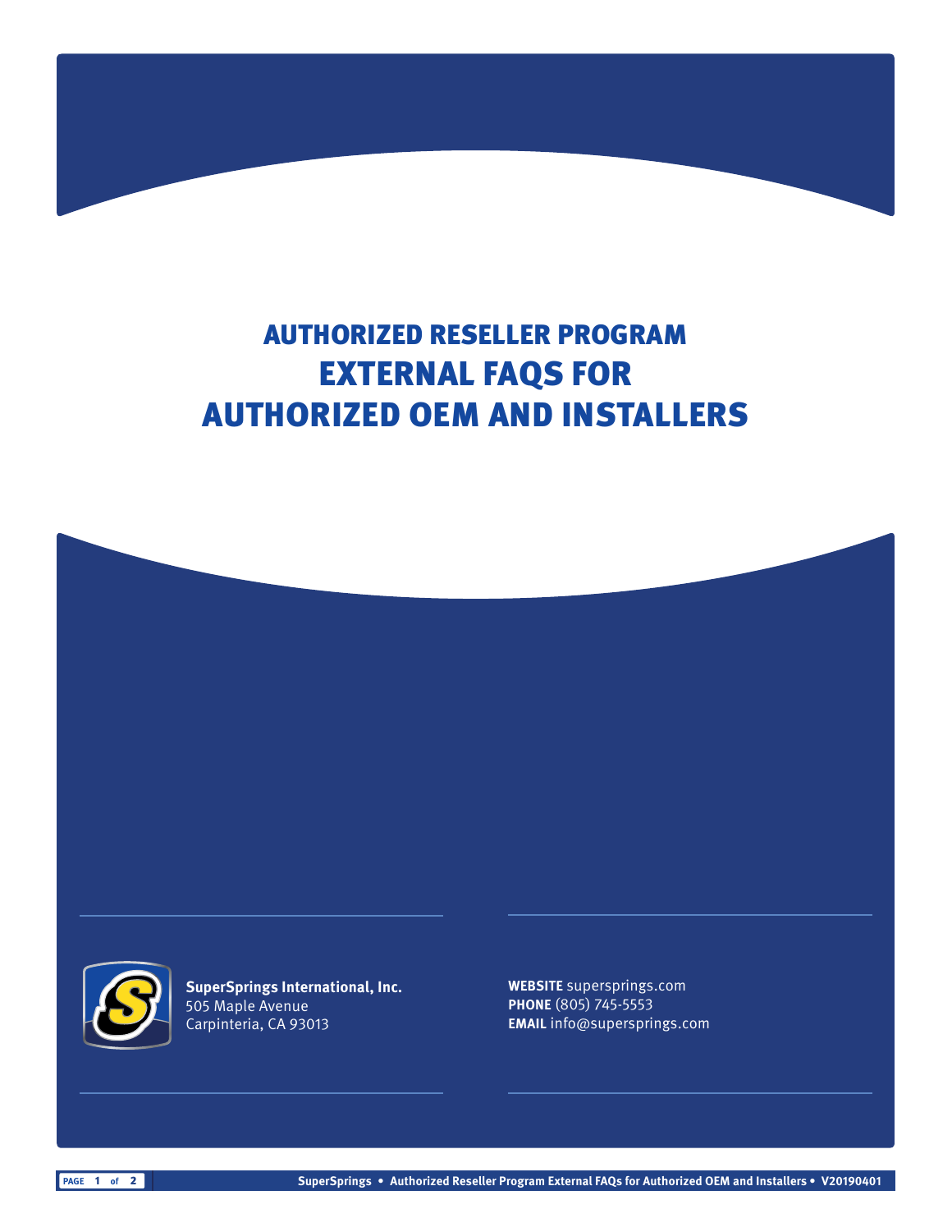# AUTHORIZED RESELLER PROGRAM
# EXTERNAL FAQS FOR AUTHORIZED OEM AND INSTALLERS

**SuperSprings International, Inc.**
505 Maple Avenue
Carpinteria, CA 93013

**WEBSITE** supersprings.com
**PHONE** (805) 745-5553
**EMAIL** info@supersprings.com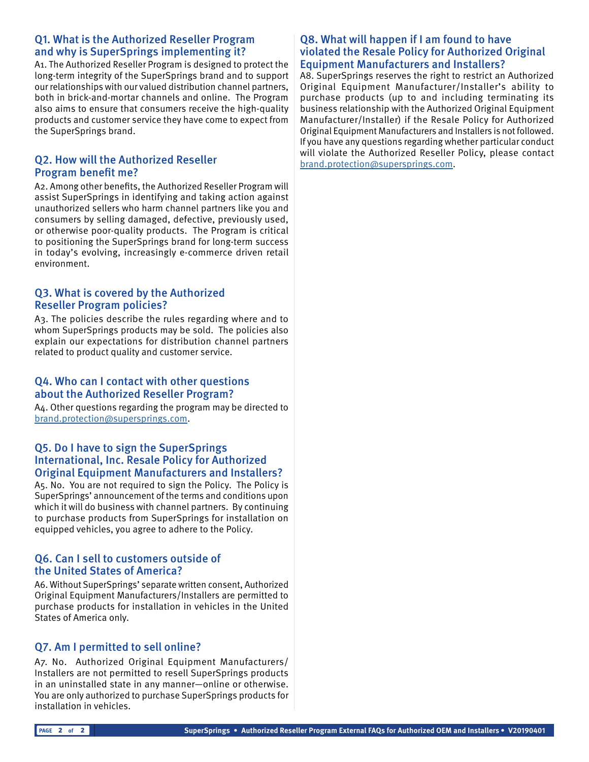### Q1. What is the Authorized Reseller Program and why is SuperSprings implementing it?

A1. The Authorized Reseller Program is designed to protect the long-term integrity of the SuperSprings brand and to support our relationships with our valued distribution channel partners, both in brick-and-mortar channels and online. The Program also aims to ensure that consumers receive the high-quality products and customer service they have come to expect from the SuperSprings brand.

### Q2. How will the Authorized Reseller Program benefit me?

A2. Among other benefits, the Authorized Reseller Program will assist SuperSprings in identifying and taking action against unauthorized sellers who harm channel partners like you and consumers by selling damaged, defective, previously used, or otherwise poor-quality products. The Program is critical to positioning the SuperSprings brand for long-term success in today's evolving, increasingly e-commerce driven retail environment.

### Q3. What is covered by the Authorized Reseller Program policies?

A3. The policies describe the rules regarding where and to whom SuperSprings products may be sold. The policies also explain our expectations for distribution channel partners related to product quality and customer service.

### Q4. Who can I contact with other questions about the Authorized Reseller Program?

A4. Other questions regarding the program may be directed to brand.protection@supersprings.com.

### Q5. Do I have to sign the SuperSprings International, Inc. Resale Policy for Authorized Original Equipment Manufacturers and Installers?

A5. No. You are not required to sign the Policy. The Policy is SuperSprings' announcement of the terms and conditions upon which it will do business with channel partners. By continuing to purchase products from SuperSprings for installation on equipped vehicles, you agree to adhere to the Policy.

### Q6. Can I sell to customers outside of the United States of America?

A6. Without SuperSprings' separate written consent, Authorized Original Equipment Manufacturers/Installers are permitted to purchase products for installation in vehicles in the United States of America only.

### Q7. Am I permitted to sell online?

A7. No. Authorized Original Equipment Manufacturers/Installers are not permitted to resell SuperSprings products in an uninstalled state in any manner—online or otherwise. You are only authorized to purchase SuperSprings products for installation in vehicles.

### Q8. What will happen if I am found to have violated the Resale Policy for Authorized Original Equipment Manufacturers and Installers?

A8. SuperSprings reserves the right to restrict an Authorized Original Equipment Manufacturer/Installer's ability to purchase products (up to and including terminating its business relationship with the Authorized Original Equipment Manufacturer/Installer) if the Resale Policy for Authorized Original Equipment Manufacturers and Installers is not followed. If you have any questions regarding whether particular conduct will violate the Authorized Reseller Policy, please contact brand.protection@supersprings.com.